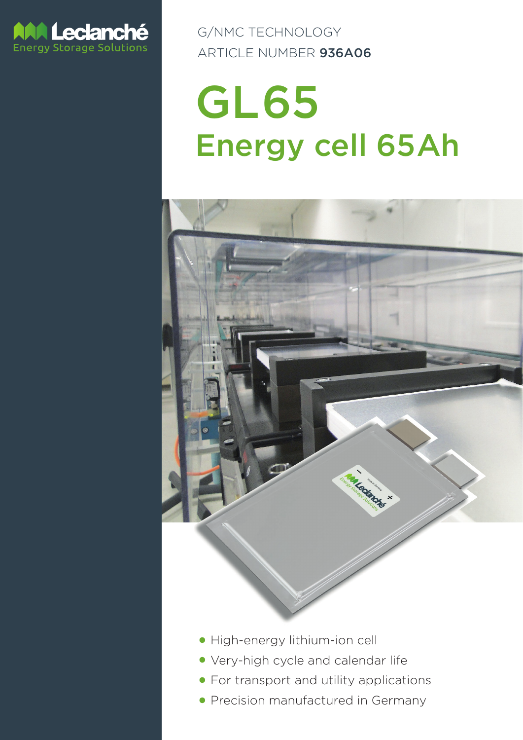Leclanché
Energy Storage Solutions

G/NMC TECHNOLOGY
ARTICLE NUMBER **936A06**

# GL65
## Energy cell 65Ah

- High-energy lithium-ion cell
- Very-high cycle and calendar life
- For transport and utility applications
- Precision manufactured in Germany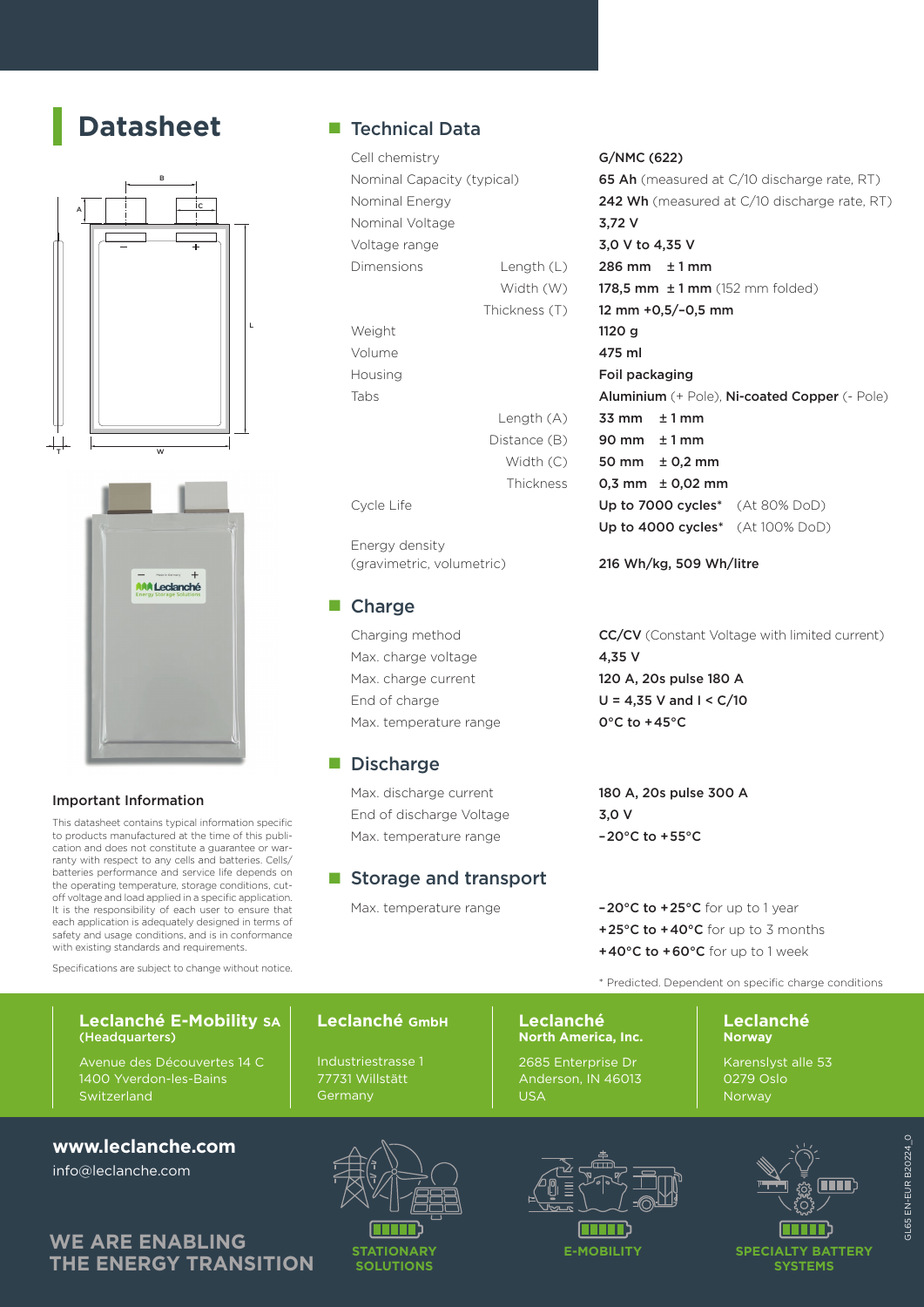# Datasheet

## Technical Data

| | | |
|---|---|---|
| Cell chemistry | | **G/NMC (622)** |
| Nominal Capacity (typical) | | **65 Ah** (measured at C/10 discharge rate, RT) |
| Nominal Energy | | **242 Wh** (measured at C/10 discharge rate, RT) |
| Nominal Voltage | | **3,72 V** |
| Voltage range | | **3,0 V to 4,35 V** |
| Dimensions | Length (L) | **286 mm ± 1 mm** |
| | Width (W) | **178,5 mm ± 1 mm** (152 mm folded) |
| | Thickness (T) | **12 mm +0,5/-0,5 mm** |
| Weight | | **1120 g** |
| Volume | | **475 ml** |
| Housing | | **Foil packaging** |
| Tabs | | **Aluminium** (+ Pole), **Ni-coated Copper** (- Pole) |
| | Length (A) | **33 mm ± 1 mm** |
| | Distance (B) | **90 mm ± 1 mm** |
| | Width (C) | **50 mm ± 0,2 mm** |
| | Thickness | **0,3 mm ± 0,02 mm** |
| Cycle Life | | **Up to 7000 cycles*** (At 80% DoD) |
| | | **Up to 4000 cycles*** (At 100% DoD) |
| Energy density (gravimetric, volumetric) | | **216 Wh/kg, 509 Wh/litre** |

## Charge

| | |
|---|---|
| Charging method | **CC/CV** (Constant Voltage with limited current) |
| Max. charge voltage | **4,35 V** |
| Max. charge current | **120 A, 20s pulse 180 A** |
| End of charge | **U = 4,35 V and I < C/10** |
| Max. temperature range | **0°C to +45°C** |

## Discharge

| | |
|---|---|
| Max. discharge current | **180 A, 20s pulse 300 A** |
| End of discharge Voltage | **3,0 V** |
| Max. temperature range | **-20°C to +55°C** |

## Storage and transport

| | |
|---|---|
| Max. temperature range | **-20°C to +25°C** for up to 1 year |
| | **+25°C to +40°C** for up to 3 months |
| | **+40°C to +60°C** for up to 1 week |

\* Predicted. Dependent on specific charge conditions

### Important Information

This datasheet contains typical information specific to products manufactured at the time of its publication and does not constitute a guarantee or warranty with respect to any cells and batteries. Cells/batteries performance and service life depends on the operating temperature, storage conditions, cut-off voltage and load applied in a specific application. It is the responsibility of each user to ensure that each application is adequately designed in terms of safety and usage conditions, and is in conformance with existing standards and requirements.

Specifications are subject to change without notice.

**Leclanché E-Mobility SA (Headquarters)**
Avenue des Découvertes 14 C
1400 Yverdon-les-Bains
Switzerland

**Leclanché GmbH**
Industriestrasse 1
77731 Willstätt
Germany

**Leclanché North America, Inc.**
2685 Enterprise Dr
Anderson, IN 46013
USA

**Leclanché Norway**
Karenslyst alle 53
0279 Oslo
Norway

**www.leclanche.com**
info@leclanche.com

**WE ARE ENABLING THE ENERGY TRANSITION**

STATIONARY SOLUTIONS

E-MOBILITY

SPECIALTY BATTERY SYSTEMS

GL65 EN-EUR B2024_0